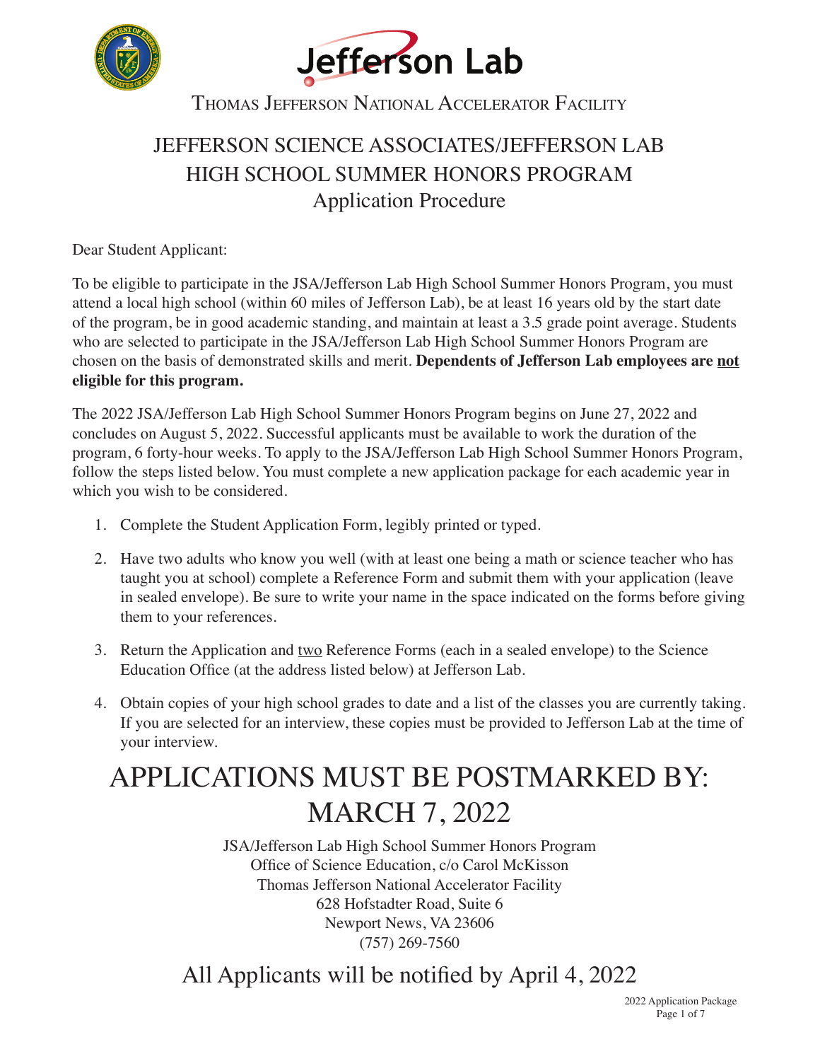Jefferson Lab

Thomas Jefferson National Accelerator Facility

# JEFFERSON SCIENCE ASSOCIATES/JEFFERSON LAB HIGH SCHOOL SUMMER HONORS PROGRAM

## Application Procedure

Dear Student Applicant:

To be eligible to participate in the JSA/Jefferson Lab High School Summer Honors Program, you must attend a local high school (within 60 miles of Jefferson Lab), be at least 16 years old by the start date of the program, be in good academic standing, and maintain at least a 3.5 grade point average. Students who are selected to participate in the JSA/Jefferson Lab High School Summer Honors Program are chosen on the basis of demonstrated skills and merit. **Dependents of Jefferson Lab employees are not eligible for this program.**

The 2022 JSA/Jefferson Lab High School Summer Honors Program begins on June 27, 2022 and concludes on August 5, 2022. Successful applicants must be available to work the duration of the program, 6 forty-hour weeks. To apply to the JSA/Jefferson Lab High School Summer Honors Program, follow the steps listed below. You must complete a new application package for each academic year in which you wish to be considered.

1. Complete the Student Application Form, legibly printed or typed.
2. Have two adults who know you well (with at least one being a math or science teacher who has taught you at school) complete a Reference Form and submit them with your application (leave in sealed envelope). Be sure to write your name in the space indicated on the forms before giving them to your references.
3. Return the Application and two Reference Forms (each in a sealed envelope) to the Science Education Office (at the address listed below) at Jefferson Lab.
4. Obtain copies of your high school grades to date and a list of the classes you are currently taking. If you are selected for an interview, these copies must be provided to Jefferson Lab at the time of your interview.

# APPLICATIONS MUST BE POSTMARKED BY: MARCH 7, 2022

JSA/Jefferson Lab High School Summer Honors Program
Office of Science Education, c/o Carol McKisson
Thomas Jefferson National Accelerator Facility
628 Hofstadter Road, Suite 6
Newport News, VA 23606
(757) 269-7560

## All Applicants will be notified by April 4, 2022

2022 Application Package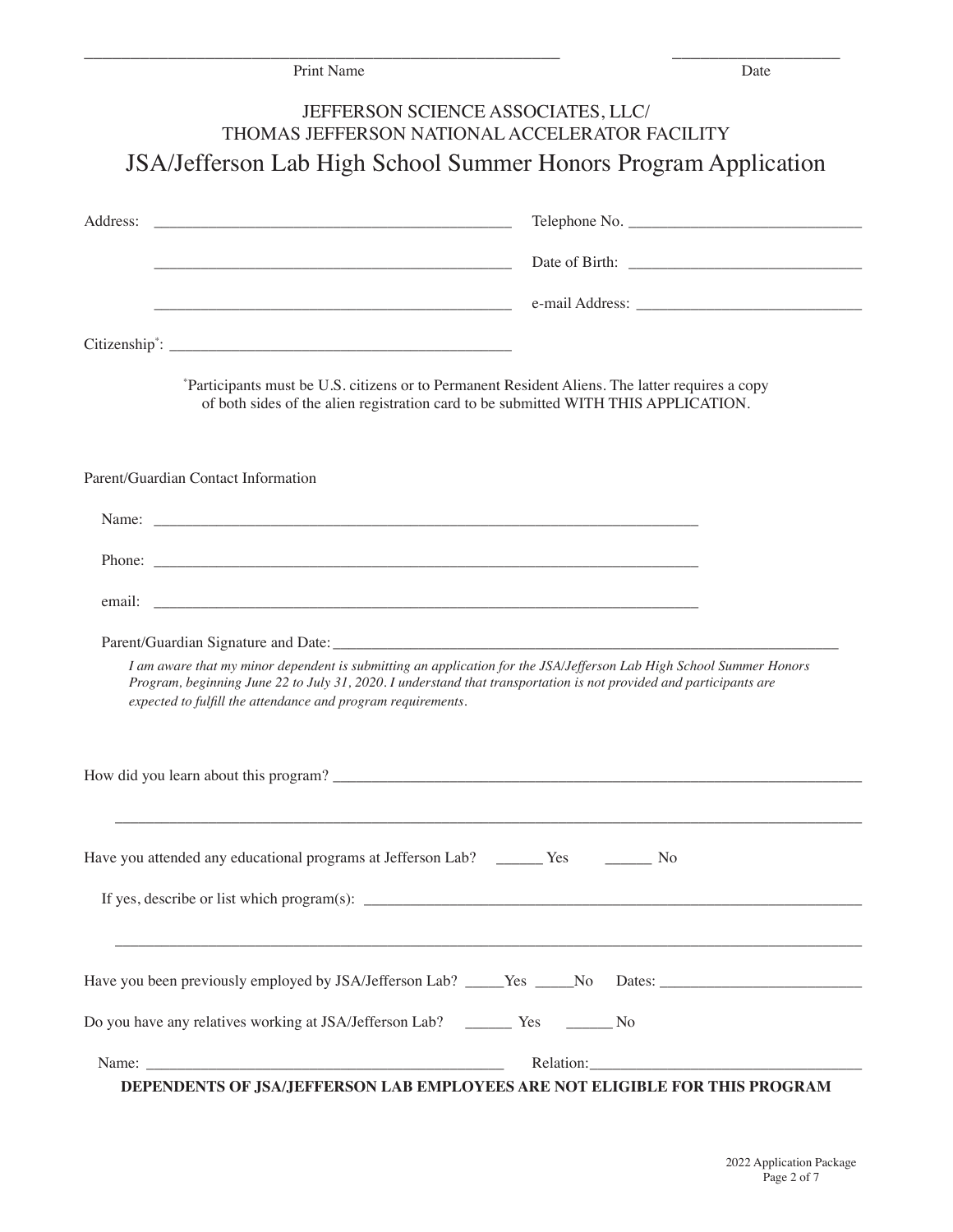\_\_\_\_\_\_\_\_\_\_\_\_\_\_\_\_\_\_\_\_\_\_\_\_\_\_\_\_\_\_\_\_\_\_\_\_\_\_\_\_\_\_ \_\_\_\_\_\_\_\_\_\_\_\_\_\_\_\_\_\_\_\_
Print Name Date

JEFFERSON SCIENCE ASSOCIATES, LLC/
THOMAS JEFFERSON NATIONAL ACCELERATOR FACILITY

# JSA/Jefferson Lab High School Summer Honors Program Application

Address: \_\_\_\_\_\_\_\_\_\_\_\_\_\_\_\_\_\_\_\_\_\_\_\_\_\_\_\_\_\_\_\_\_\_\_\_\_\_\_\_\_\_\_\_ Telephone No. \_\_\_\_\_\_\_\_\_\_\_\_\_\_\_\_\_\_\_\_\_\_\_\_\_\_\_\_\_\_

\_\_\_\_\_\_\_\_\_\_\_\_\_\_\_\_\_\_\_\_\_\_\_\_\_\_\_\_\_\_\_\_\_\_\_\_\_\_\_\_\_\_\_\_ Date of Birth: \_\_\_\_\_\_\_\_\_\_\_\_\_\_\_\_\_\_\_\_\_\_\_\_\_\_\_\_\_\_

\_\_\_\_\_\_\_\_\_\_\_\_\_\_\_\_\_\_\_\_\_\_\_\_\_\_\_\_\_\_\_\_\_\_\_\_\_\_\_\_\_\_\_\_ e-mail Address: \_\_\_\_\_\_\_\_\_\_\_\_\_\_\_\_\_\_\_\_\_\_\_\_\_\_\_\_\_\_

Citizenship*: \_\_\_\_\_\_\_\_\_\_\_\_\_\_\_\_\_\_\_\_\_\_\_\_\_\_\_\_\_\_\_\_\_\_\_\_\_\_\_\_\_\_\_\_

*Participants must be U.S. citizens or to Permanent Resident Aliens. The latter requires a copy of both sides of the alien registration card to be submitted WITH THIS APPLICATION.

Parent/Guardian Contact Information

Name: \_\_\_\_\_\_\_\_\_\_\_\_\_\_\_\_\_\_\_\_\_\_\_\_\_\_\_\_\_\_\_\_\_\_\_\_\_\_\_\_\_\_\_\_\_\_\_\_\_\_\_\_\_\_\_\_\_\_\_\_\_\_\_\_\_\_\_\_

Phone: \_\_\_\_\_\_\_\_\_\_\_\_\_\_\_\_\_\_\_\_\_\_\_\_\_\_\_\_\_\_\_\_\_\_\_\_\_\_\_\_\_\_\_\_\_\_\_\_\_\_\_\_\_\_\_\_\_\_\_\_\_\_\_\_\_\_\_\_

email: \_\_\_\_\_\_\_\_\_\_\_\_\_\_\_\_\_\_\_\_\_\_\_\_\_\_\_\_\_\_\_\_\_\_\_\_\_\_\_\_\_\_\_\_\_\_\_\_\_\_\_\_\_\_\_\_\_\_\_\_\_\_\_\_\_\_\_\_

Parent/Guardian Signature and Date: \_\_\_\_\_\_\_\_\_\_\_\_\_\_\_\_\_\_\_\_\_\_\_\_\_\_\_\_\_\_\_\_\_\_\_\_\_\_\_\_\_\_\_\_\_\_\_\_\_\_\_\_\_\_\_\_\_\_\_\_\_\_\_\_

*I am aware that my minor dependent is submitting an application for the JSA/Jefferson Lab High School Summer Honors Program, beginning June 22 to July 31, 2020. I understand that transportation is not provided and participants are expected to fulfill the attendance and program requirements.*

How did you learn about this program? \_\_\_\_\_\_\_\_\_\_\_\_\_\_\_\_\_\_\_\_\_\_\_\_\_\_\_\_\_\_\_\_\_\_\_\_\_\_\_\_\_\_\_\_\_\_\_\_\_\_\_\_\_\_\_\_\_\_\_\_\_\_\_\_

\_\_\_\_\_\_\_\_\_\_\_\_\_\_\_\_\_\_\_\_\_\_\_\_\_\_\_\_\_\_\_\_\_\_\_\_\_\_\_\_\_\_\_\_\_\_\_\_\_\_\_\_\_\_\_\_\_\_\_\_\_\_\_\_\_\_\_\_\_\_\_\_\_\_\_\_\_\_\_\_\_\_\_\_\_\_\_\_

Have you attended any educational programs at Jefferson Lab? \_\_\_\_\_\_ Yes \_\_\_\_\_\_ No

If yes, describe or list which program(s): \_\_\_\_\_\_\_\_\_\_\_\_\_\_\_\_\_\_\_\_\_\_\_\_\_\_\_\_\_\_\_\_\_\_\_\_\_\_\_\_\_\_\_\_\_\_\_\_\_\_\_\_\_\_\_\_\_\_\_\_\_\_

\_\_\_\_\_\_\_\_\_\_\_\_\_\_\_\_\_\_\_\_\_\_\_\_\_\_\_\_\_\_\_\_\_\_\_\_\_\_\_\_\_\_\_\_\_\_\_\_\_\_\_\_\_\_\_\_\_\_\_\_\_\_\_\_\_\_\_\_\_\_\_\_\_\_\_\_\_\_\_\_\_\_\_\_\_\_\_\_

Have you been previously employed by JSA/Jefferson Lab? \_\_\_\_\_Yes \_\_\_\_\_No Dates: \_\_\_\_\_\_\_\_\_\_\_\_\_\_\_\_\_\_\_\_\_\_\_\_\_\_

Do you have any relatives working at JSA/Jefferson Lab? \_\_\_\_\_\_ Yes \_\_\_\_\_\_ No

Name: \_\_\_\_\_\_\_\_\_\_\_\_\_\_\_\_\_\_\_\_\_\_\_\_\_\_\_\_\_\_\_\_\_\_\_\_\_\_\_\_\_\_\_\_\_\_ Relation: \_\_\_\_\_\_\_\_\_\_\_\_\_\_\_\_\_\_\_\_\_\_\_\_\_\_\_\_\_\_\_\_\_\_\_\_

**DEPENDENTS OF JSA/JEFFERSON LAB EMPLOYEES ARE NOT ELIGIBLE FOR THIS PROGRAM**

2022 Application Package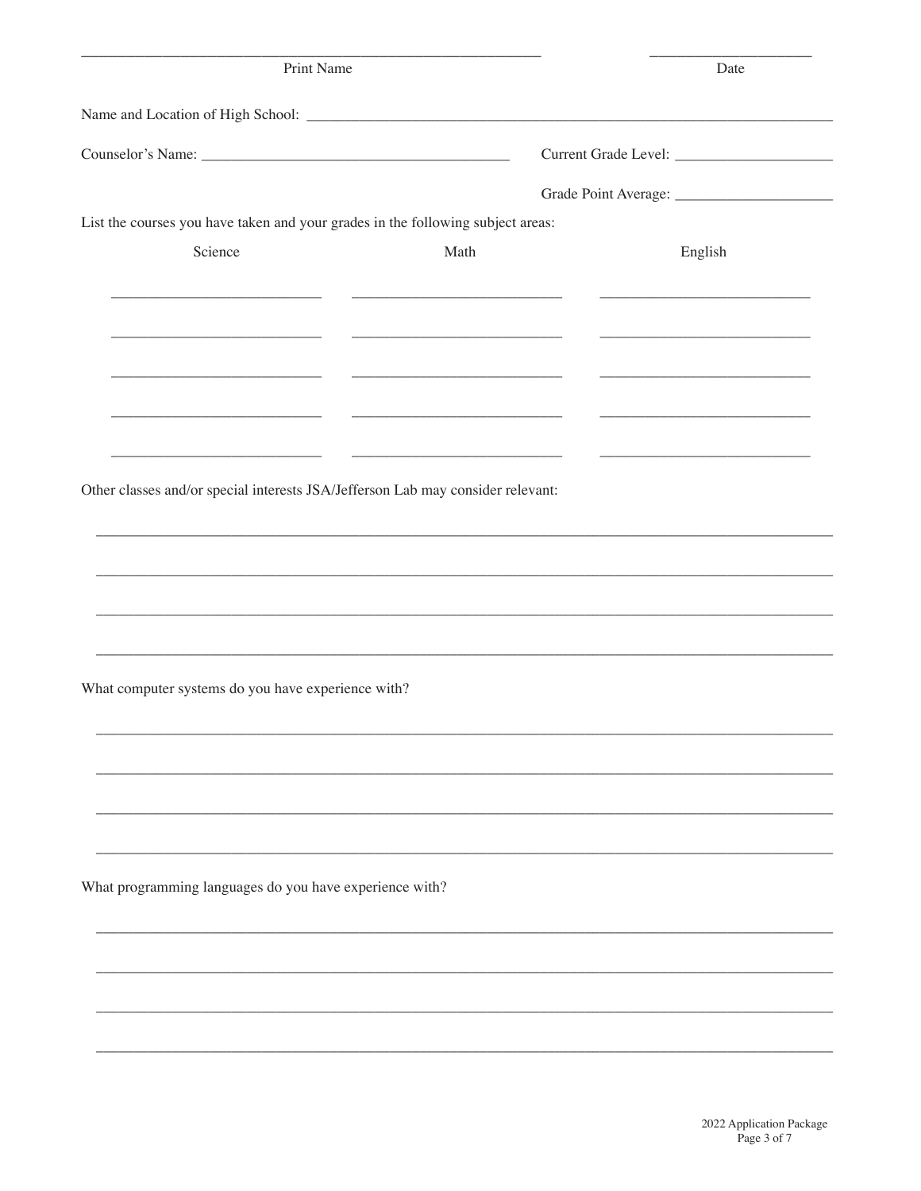______________________________________________ Print Name

____________________ Date

Name and Location of High School: ______________________________________________

Counselor's Name: ______________________________ Current Grade Level: ____________________

Grade Point Average: ____________________

List the courses you have taken and your grades in the following subject areas:

| Science | Math | English |
| --- | --- | --- |
| ____________________ | ____________________ | ____________________ |
| ____________________ | ____________________ | ____________________ |
| ____________________ | ____________________ | ____________________ |
| ____________________ | ____________________ | ____________________ |
| ____________________ | ____________________ | ____________________ |

Other classes and/or special interests JSA/Jefferson Lab may consider relevant:

______________________________________________________________________________

______________________________________________________________________________

______________________________________________________________________________

______________________________________________________________________________

What computer systems do you have experience with?

______________________________________________________________________________

______________________________________________________________________________

______________________________________________________________________________

______________________________________________________________________________

What programming languages do you have experience with?

______________________________________________________________________________

______________________________________________________________________________

______________________________________________________________________________

______________________________________________________________________________

2022 Application Package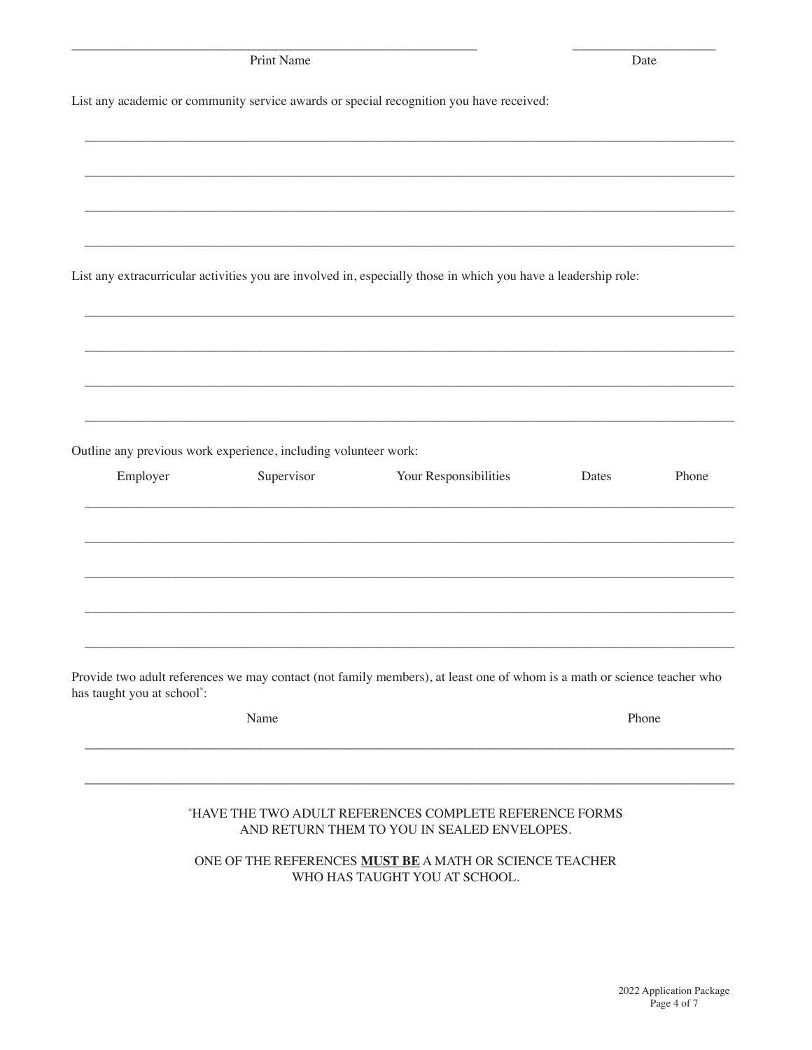\_\_\_\_\_\_\_\_\_\_\_\_\_\_\_\_\_\_\_\_\_\_\_\_\_\_\_\_\_\_\_\_\_\_\_\_\_\_\_\_ \_\_\_\_\_\_\_\_\_\_\_\_\_\_\_\_\_\_\_\_

Print Name Date

List any academic or community service awards or special recognition you have received:

\_\_\_\_\_\_\_\_\_\_\_\_\_\_\_\_\_\_\_\_\_\_\_\_\_\_\_\_\_\_\_\_\_\_\_\_\_\_\_\_\_\_\_\_\_\_\_\_\_\_\_\_\_\_\_\_\_\_\_\_\_\_\_\_

\_\_\_\_\_\_\_\_\_\_\_\_\_\_\_\_\_\_\_\_\_\_\_\_\_\_\_\_\_\_\_\_\_\_\_\_\_\_\_\_\_\_\_\_\_\_\_\_\_\_\_\_\_\_\_\_\_\_\_\_\_\_\_\_

\_\_\_\_\_\_\_\_\_\_\_\_\_\_\_\_\_\_\_\_\_\_\_\_\_\_\_\_\_\_\_\_\_\_\_\_\_\_\_\_\_\_\_\_\_\_\_\_\_\_\_\_\_\_\_\_\_\_\_\_\_\_\_\_

\_\_\_\_\_\_\_\_\_\_\_\_\_\_\_\_\_\_\_\_\_\_\_\_\_\_\_\_\_\_\_\_\_\_\_\_\_\_\_\_\_\_\_\_\_\_\_\_\_\_\_\_\_\_\_\_\_\_\_\_\_\_\_\_

List any extracurricular activities you are involved in, especially those in which you have a leadership role:

\_\_\_\_\_\_\_\_\_\_\_\_\_\_\_\_\_\_\_\_\_\_\_\_\_\_\_\_\_\_\_\_\_\_\_\_\_\_\_\_\_\_\_\_\_\_\_\_\_\_\_\_\_\_\_\_\_\_\_\_\_\_\_\_

\_\_\_\_\_\_\_\_\_\_\_\_\_\_\_\_\_\_\_\_\_\_\_\_\_\_\_\_\_\_\_\_\_\_\_\_\_\_\_\_\_\_\_\_\_\_\_\_\_\_\_\_\_\_\_\_\_\_\_\_\_\_\_\_

\_\_\_\_\_\_\_\_\_\_\_\_\_\_\_\_\_\_\_\_\_\_\_\_\_\_\_\_\_\_\_\_\_\_\_\_\_\_\_\_\_\_\_\_\_\_\_\_\_\_\_\_\_\_\_\_\_\_\_\_\_\_\_\_

\_\_\_\_\_\_\_\_\_\_\_\_\_\_\_\_\_\_\_\_\_\_\_\_\_\_\_\_\_\_\_\_\_\_\_\_\_\_\_\_\_\_\_\_\_\_\_\_\_\_\_\_\_\_\_\_\_\_\_\_\_\_\_\_

Outline any previous work experience, including volunteer work:

| Employer | Supervisor | Your Responsibilities | Dates | Phone |
|---|---|---|---|---|
| | | | | |
| | | | | |
| | | | | |
| | | | | |
| | | | | |

Provide two adult references we may contact (not family members), at least one of whom is a math or science teacher who has taught you at school*:

| Name | Phone |
|---|---|
| | |
| | |

*HAVE THE TWO ADULT REFERENCES COMPLETE REFERENCE FORMS AND RETURN THEM TO YOU IN SEALED ENVELOPES.

ONE OF THE REFERENCES **MUST BE** A MATH OR SCIENCE TEACHER WHO HAS TAUGHT YOU AT SCHOOL.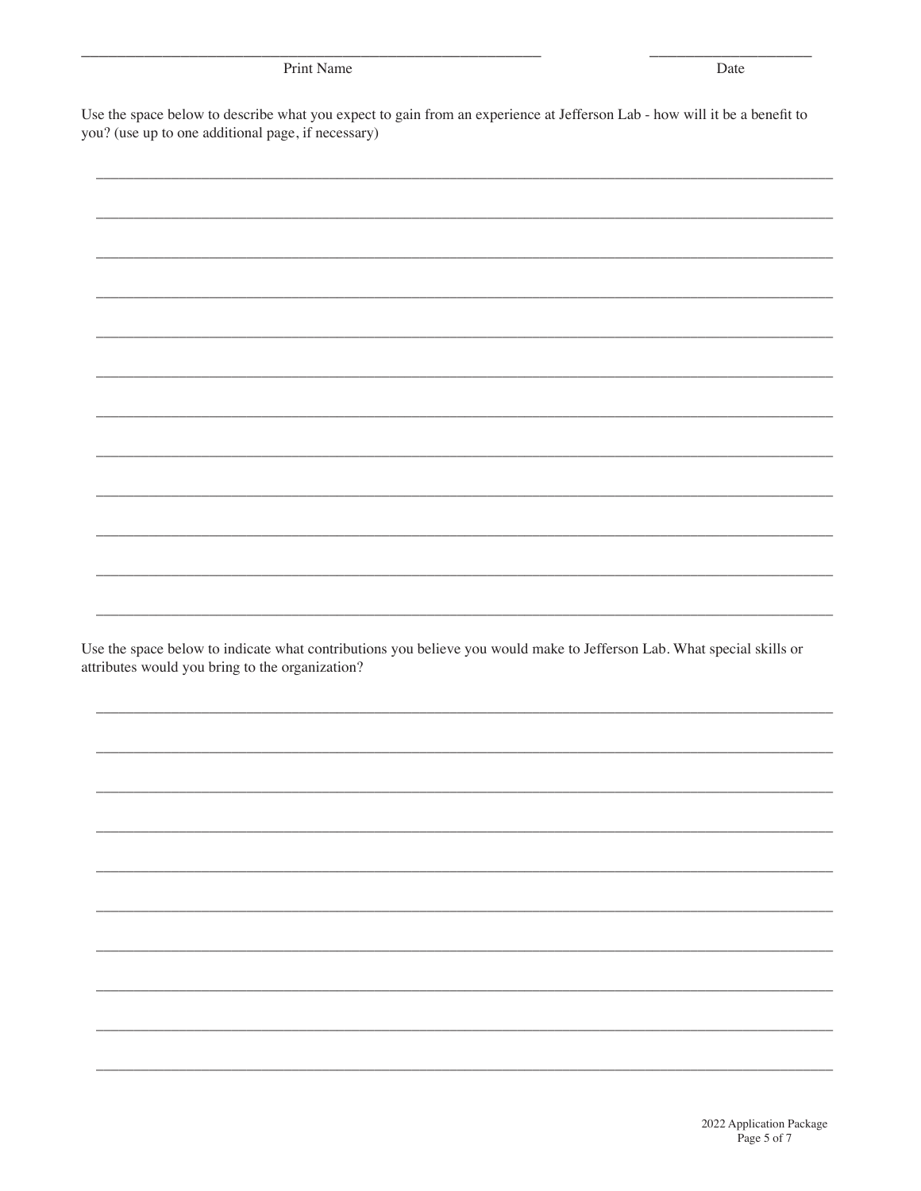\_\_\_\_\_\_\_\_\_\_\_\_\_\_\_\_\_\_\_\_\_\_\_\_\_\_\_\_\_\_\_\_\_\_\_\_\_\_\_\_\_\_\_\_ Print Name

\_\_\_\_\_\_\_\_\_\_\_\_\_\_\_\_\_\_\_\_ Date

Use the space below to describe what you expect to gain from an experience at Jefferson Lab - how will it be a benefit to you? (use up to one additional page, if necessary)

\_\_\_\_\_\_\_\_\_\_\_\_\_\_\_\_\_\_\_\_\_\_\_\_\_\_\_\_\_\_\_\_\_\_\_\_\_\_\_\_\_\_\_\_\_\_\_\_\_\_\_\_\_\_\_\_\_\_\_\_\_\_\_\_\_\_\_\_\_\_\_\_\_\_\_\_\_\_

\_\_\_\_\_\_\_\_\_\_\_\_\_\_\_\_\_\_\_\_\_\_\_\_\_\_\_\_\_\_\_\_\_\_\_\_\_\_\_\_\_\_\_\_\_\_\_\_\_\_\_\_\_\_\_\_\_\_\_\_\_\_\_\_\_\_\_\_\_\_\_\_\_\_\_\_\_\_

\_\_\_\_\_\_\_\_\_\_\_\_\_\_\_\_\_\_\_\_\_\_\_\_\_\_\_\_\_\_\_\_\_\_\_\_\_\_\_\_\_\_\_\_\_\_\_\_\_\_\_\_\_\_\_\_\_\_\_\_\_\_\_\_\_\_\_\_\_\_\_\_\_\_\_\_\_\_

\_\_\_\_\_\_\_\_\_\_\_\_\_\_\_\_\_\_\_\_\_\_\_\_\_\_\_\_\_\_\_\_\_\_\_\_\_\_\_\_\_\_\_\_\_\_\_\_\_\_\_\_\_\_\_\_\_\_\_\_\_\_\_\_\_\_\_\_\_\_\_\_\_\_\_\_\_\_

\_\_\_\_\_\_\_\_\_\_\_\_\_\_\_\_\_\_\_\_\_\_\_\_\_\_\_\_\_\_\_\_\_\_\_\_\_\_\_\_\_\_\_\_\_\_\_\_\_\_\_\_\_\_\_\_\_\_\_\_\_\_\_\_\_\_\_\_\_\_\_\_\_\_\_\_\_\_

\_\_\_\_\_\_\_\_\_\_\_\_\_\_\_\_\_\_\_\_\_\_\_\_\_\_\_\_\_\_\_\_\_\_\_\_\_\_\_\_\_\_\_\_\_\_\_\_\_\_\_\_\_\_\_\_\_\_\_\_\_\_\_\_\_\_\_\_\_\_\_\_\_\_\_\_\_\_

\_\_\_\_\_\_\_\_\_\_\_\_\_\_\_\_\_\_\_\_\_\_\_\_\_\_\_\_\_\_\_\_\_\_\_\_\_\_\_\_\_\_\_\_\_\_\_\_\_\_\_\_\_\_\_\_\_\_\_\_\_\_\_\_\_\_\_\_\_\_\_\_\_\_\_\_\_\_

\_\_\_\_\_\_\_\_\_\_\_\_\_\_\_\_\_\_\_\_\_\_\_\_\_\_\_\_\_\_\_\_\_\_\_\_\_\_\_\_\_\_\_\_\_\_\_\_\_\_\_\_\_\_\_\_\_\_\_\_\_\_\_\_\_\_\_\_\_\_\_\_\_\_\_\_\_\_

\_\_\_\_\_\_\_\_\_\_\_\_\_\_\_\_\_\_\_\_\_\_\_\_\_\_\_\_\_\_\_\_\_\_\_\_\_\_\_\_\_\_\_\_\_\_\_\_\_\_\_\_\_\_\_\_\_\_\_\_\_\_\_\_\_\_\_\_\_\_\_\_\_\_\_\_\_\_

\_\_\_\_\_\_\_\_\_\_\_\_\_\_\_\_\_\_\_\_\_\_\_\_\_\_\_\_\_\_\_\_\_\_\_\_\_\_\_\_\_\_\_\_\_\_\_\_\_\_\_\_\_\_\_\_\_\_\_\_\_\_\_\_\_\_\_\_\_\_\_\_\_\_\_\_\_\_

\_\_\_\_\_\_\_\_\_\_\_\_\_\_\_\_\_\_\_\_\_\_\_\_\_\_\_\_\_\_\_\_\_\_\_\_\_\_\_\_\_\_\_\_\_\_\_\_\_\_\_\_\_\_\_\_\_\_\_\_\_\_\_\_\_\_\_\_\_\_\_\_\_\_\_\_\_\_

\_\_\_\_\_\_\_\_\_\_\_\_\_\_\_\_\_\_\_\_\_\_\_\_\_\_\_\_\_\_\_\_\_\_\_\_\_\_\_\_\_\_\_\_\_\_\_\_\_\_\_\_\_\_\_\_\_\_\_\_\_\_\_\_\_\_\_\_\_\_\_\_\_\_\_\_\_\_

Use the space below to indicate what contributions you believe you would make to Jefferson Lab. What special skills or attributes would you bring to the organization?

\_\_\_\_\_\_\_\_\_\_\_\_\_\_\_\_\_\_\_\_\_\_\_\_\_\_\_\_\_\_\_\_\_\_\_\_\_\_\_\_\_\_\_\_\_\_\_\_\_\_\_\_\_\_\_\_\_\_\_\_\_\_\_\_\_\_\_\_\_\_\_\_\_\_\_\_\_\_

\_\_\_\_\_\_\_\_\_\_\_\_\_\_\_\_\_\_\_\_\_\_\_\_\_\_\_\_\_\_\_\_\_\_\_\_\_\_\_\_\_\_\_\_\_\_\_\_\_\_\_\_\_\_\_\_\_\_\_\_\_\_\_\_\_\_\_\_\_\_\_\_\_\_\_\_\_\_

\_\_\_\_\_\_\_\_\_\_\_\_\_\_\_\_\_\_\_\_\_\_\_\_\_\_\_\_\_\_\_\_\_\_\_\_\_\_\_\_\_\_\_\_\_\_\_\_\_\_\_\_\_\_\_\_\_\_\_\_\_\_\_\_\_\_\_\_\_\_\_\_\_\_\_\_\_\_

\_\_\_\_\_\_\_\_\_\_\_\_\_\_\_\_\_\_\_\_\_\_\_\_\_\_\_\_\_\_\_\_\_\_\_\_\_\_\_\_\_\_\_\_\_\_\_\_\_\_\_\_\_\_\_\_\_\_\_\_\_\_\_\_\_\_\_\_\_\_\_\_\_\_\_\_\_\_

\_\_\_\_\_\_\_\_\_\_\_\_\_\_\_\_\_\_\_\_\_\_\_\_\_\_\_\_\_\_\_\_\_\_\_\_\_\_\_\_\_\_\_\_\_\_\_\_\_\_\_\_\_\_\_\_\_\_\_\_\_\_\_\_\_\_\_\_\_\_\_\_\_\_\_\_\_\_

\_\_\_\_\_\_\_\_\_\_\_\_\_\_\_\_\_\_\_\_\_\_\_\_\_\_\_\_\_\_\_\_\_\_\_\_\_\_\_\_\_\_\_\_\_\_\_\_\_\_\_\_\_\_\_\_\_\_\_\_\_\_\_\_\_\_\_\_\_\_\_\_\_\_\_\_\_\_

\_\_\_\_\_\_\_\_\_\_\_\_\_\_\_\_\_\_\_\_\_\_\_\_\_\_\_\_\_\_\_\_\_\_\_\_\_\_\_\_\_\_\_\_\_\_\_\_\_\_\_\_\_\_\_\_\_\_\_\_\_\_\_\_\_\_\_\_\_\_\_\_\_\_\_\_\_\_

\_\_\_\_\_\_\_\_\_\_\_\_\_\_\_\_\_\_\_\_\_\_\_\_\_\_\_\_\_\_\_\_\_\_\_\_\_\_\_\_\_\_\_\_\_\_\_\_\_\_\_\_\_\_\_\_\_\_\_\_\_\_\_\_\_\_\_\_\_\_\_\_\_\_\_\_\_\_

\_\_\_\_\_\_\_\_\_\_\_\_\_\_\_\_\_\_\_\_\_\_\_\_\_\_\_\_\_\_\_\_\_\_\_\_\_\_\_\_\_\_\_\_\_\_\_\_\_\_\_\_\_\_\_\_\_\_\_\_\_\_\_\_\_\_\_\_\_\_\_\_\_\_\_\_\_\_

\_\_\_\_\_\_\_\_\_\_\_\_\_\_\_\_\_\_\_\_\_\_\_\_\_\_\_\_\_\_\_\_\_\_\_\_\_\_\_\_\_\_\_\_\_\_\_\_\_\_\_\_\_\_\_\_\_\_\_\_\_\_\_\_\_\_\_\_\_\_\_\_\_\_\_\_\_\_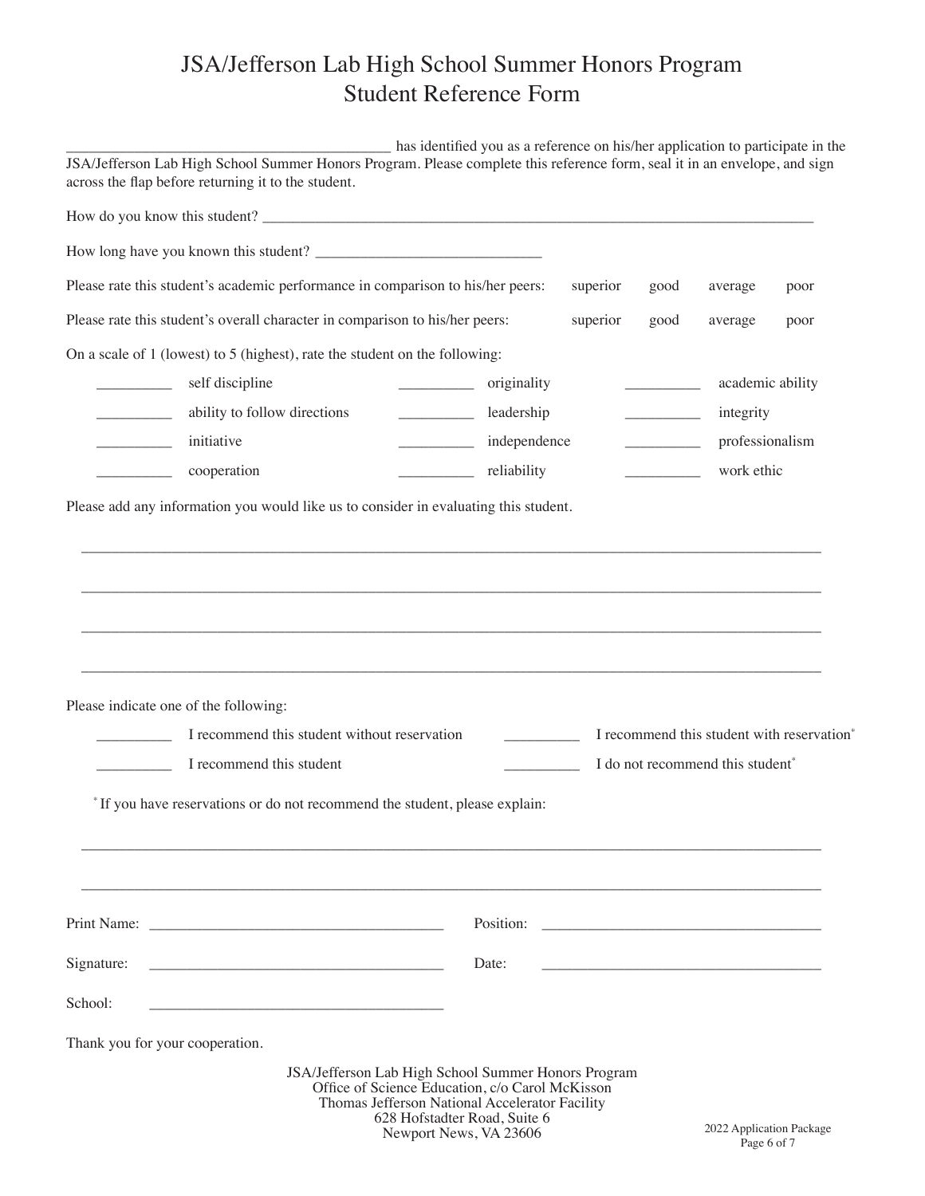# JSA/Jefferson Lab High School Summer Honors Program
## Student Reference Form

_______________________________________________ has identified you as a reference on his/her application to participate in the JSA/Jefferson Lab High School Summer Honors Program. Please complete this reference form, seal it in an envelope, and sign across the flap before returning it to the student.

How do you know this student? ___________________________________________________________________________

How long have you known this student? ______________________________

Please rate this student's academic performance in comparison to his/her peers: superior good average poor

Please rate this student's overall character in comparison to his/her peers: superior good average poor

On a scale of 1 (lowest) to 5 (highest), rate the student on the following:

| | | | | | |
|---|---|---|---|---|---|
| __________ | self discipline | __________ | originality | __________ | academic ability |
| __________ | ability to follow directions | __________ | leadership | __________ | integrity |
| __________ | initiative | __________ | independence | __________ | professionalism |
| __________ | cooperation | __________ | reliability | __________ | work ethic |

Please add any information you would like us to consider in evaluating this student.

_____________________________________________________________________________________________

_____________________________________________________________________________________________

_____________________________________________________________________________________________

_____________________________________________________________________________________________

Please indicate one of the following:

| | | | |
|---|---|---|---|
| __________ | I recommend this student without reservation | __________ | I recommend this student with reservation* |
| __________ | I recommend this student | __________ | I do not recommend this student* |

* If you have reservations or do not recommend the student, please explain:

_____________________________________________________________________________________________

_____________________________________________________________________________________________

Print Name: ________________________________________ Position: ________________________________________

Signature: ________________________________________ Date: ________________________________________

School: ________________________________________

Thank you for your cooperation.

JSA/Jefferson Lab High School Summer Honors Program
Office of Science Education, c/o Carol McKisson
Thomas Jefferson National Accelerator Facility
628 Hofstadter Road, Suite 6
Newport News, VA 23606

2022 Application Package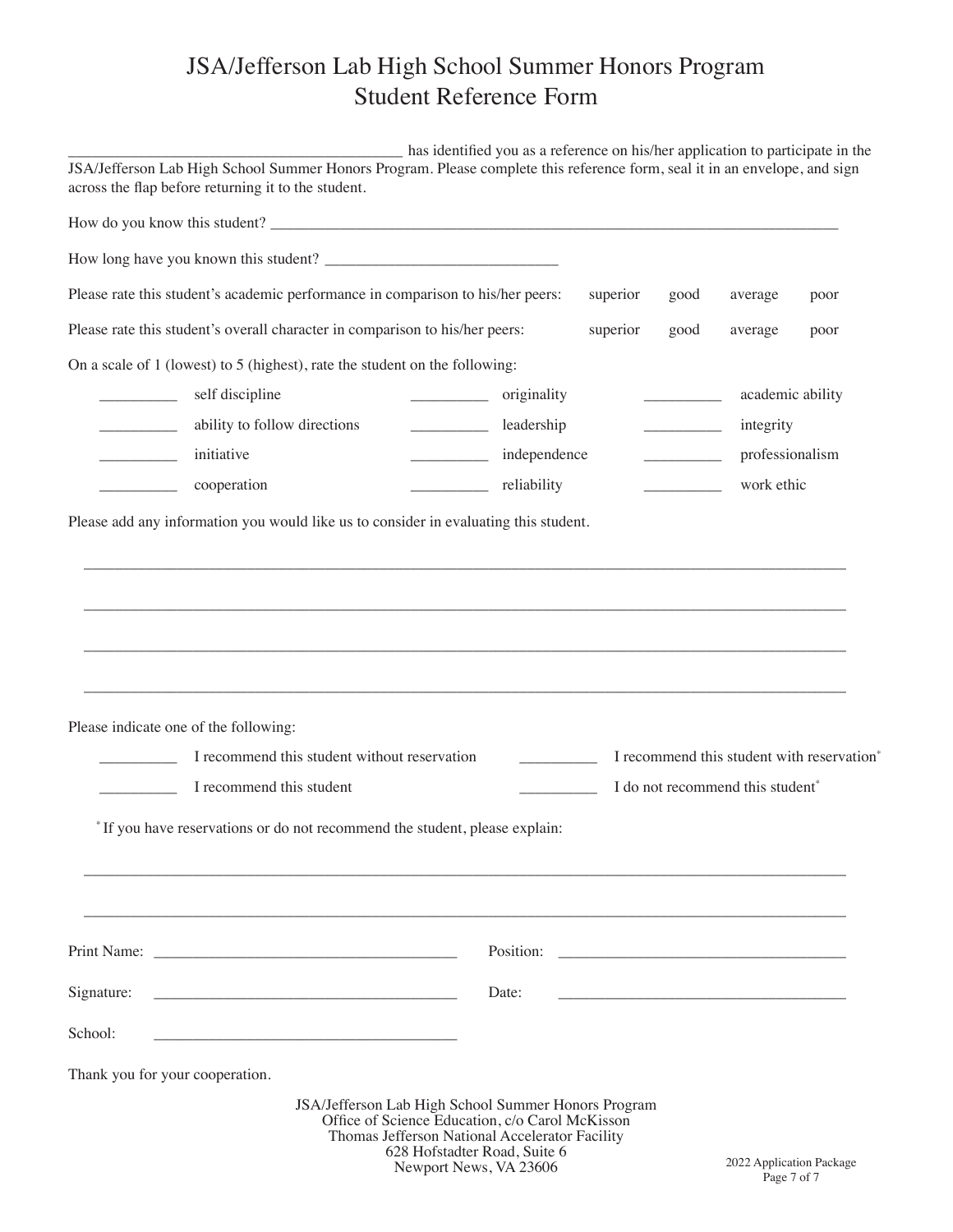# JSA/Jefferson Lab High School Summer Honors Program
## Student Reference Form

__________________________________________ has identified you as a reference on his/her application to participate in the JSA/Jefferson Lab High School Summer Honors Program. Please complete this reference form, seal it in an envelope, and sign across the flap before returning it to the student.

How do you know this student? ____________________________________________________________________________

How long have you known this student? ______________________________

Please rate this student's academic performance in comparison to his/her peers: superior good average poor

Please rate this student's overall character in comparison to his/her peers: superior good average poor

On a scale of 1 (lowest) to 5 (highest), rate the student on the following:

| | | | | | |
|---|---|---|---|---|---|
| __________ | self discipline | __________ | originality | __________ | academic ability |
| __________ | ability to follow directions | __________ | leadership | __________ | integrity |
| __________ | initiative | __________ | independence | __________ | professionalism |
| __________ | cooperation | __________ | reliability | __________ | work ethic |

Please add any information you would like us to consider in evaluating this student.

_____________________________________________________________________________________________

_____________________________________________________________________________________________

_____________________________________________________________________________________________

_____________________________________________________________________________________________

Please indicate one of the following:

| | | | |
|---|---|---|---|
| __________ | I recommend this student without reservation | __________ | I recommend this student with reservation* |
| __________ | I recommend this student | __________ | I do not recommend this student* |

\* If you have reservations or do not recommend the student, please explain:

_____________________________________________________________________________________________

_____________________________________________________________________________________________

Print Name: _______________________________________ Position: _______________________________________

Signature: _______________________________________ Date: _______________________________________

School: _______________________________________

Thank you for your cooperation.

JSA/Jefferson Lab High School Summer Honors Program
Office of Science Education, c/o Carol McKisson
Thomas Jefferson National Accelerator Facility
628 Hofstadter Road, Suite 6
Newport News, VA 23606

2022 Application Package